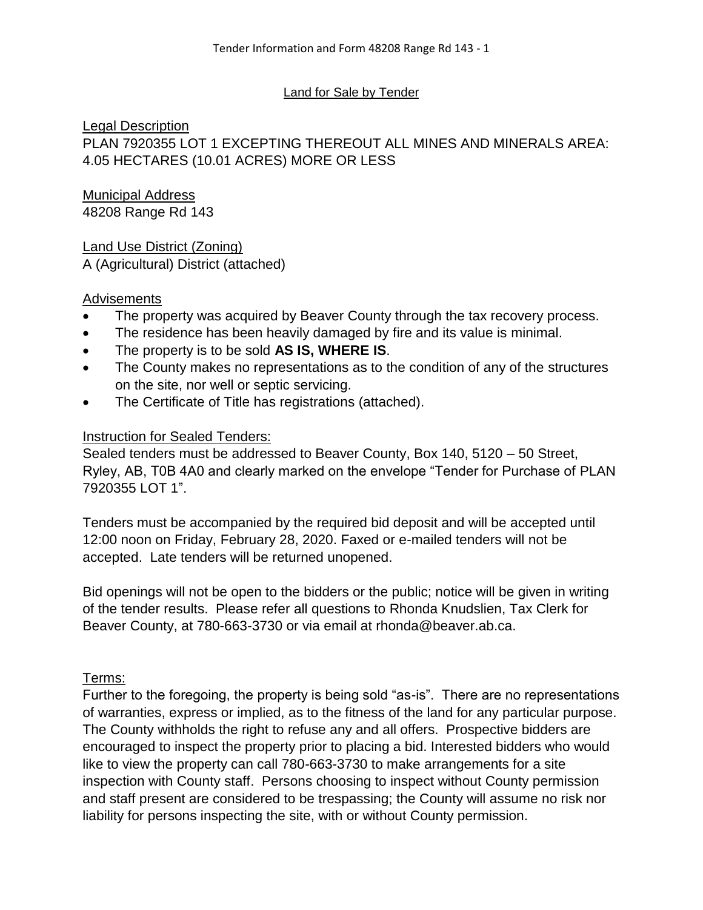## Land for Sale by Tender

### Legal Description

PLAN 7920355 LOT 1 EXCEPTING THEREOUT ALL MINES AND MINERALS AREA: 4.05 HECTARES (10.01 ACRES) MORE OR LESS

### Municipal Address

48208 Range Rd 143

### Land Use District (Zoning)

A (Agricultural) District (attached)

### Advisements

- The property was acquired by Beaver County through the tax recovery process.
- The residence has been heavily damaged by fire and its value is minimal.
- The property is to be sold **AS IS, WHERE IS**.
- The County makes no representations as to the condition of any of the structures on the site, nor well or septic servicing.
- The Certificate of Title has registrations (attached).

### Instruction for Sealed Tenders:

Sealed tenders must be addressed to Beaver County, Box 140, 5120 – 50 Street, Ryley, AB, T0B 4A0 and clearly marked on the envelope "Tender for Purchase of PLAN 7920355 LOT 1".

Tenders must be accompanied by the required bid deposit and will be accepted until 12:00 noon on Friday, February 28, 2020. Faxed or e-mailed tenders will not be accepted. Late tenders will be returned unopened.

Bid openings will not be open to the bidders or the public; notice will be given in writing of the tender results. Please refer all questions to Rhonda Knudslien, Tax Clerk for Beaver County, at 780-663-3730 or via email at rhonda@beaver.ab.ca.

### Terms:

Further to the foregoing, the property is being sold "as-is". There are no representations of warranties, express or implied, as to the fitness of the land for any particular purpose. The County withholds the right to refuse any and all offers. Prospective bidders are encouraged to inspect the property prior to placing a bid. Interested bidders who would like to view the property can call 780-663-3730 to make arrangements for a site inspection with County staff. Persons choosing to inspect without County permission and staff present are considered to be trespassing; the County will assume no risk nor liability for persons inspecting the site, with or without County permission.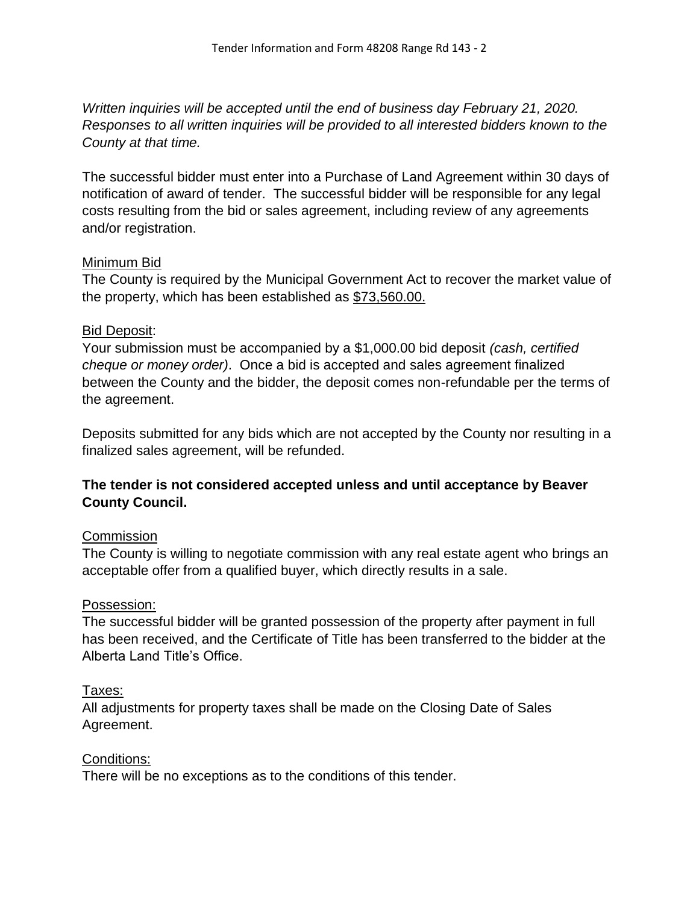*Written inquiries will be accepted until the end of business day February 21, 2020. Responses to all written inquiries will be provided to all interested bidders known to the County at that time.*

The successful bidder must enter into a Purchase of Land Agreement within 30 days of notification of award of tender. The successful bidder will be responsible for any legal costs resulting from the bid or sales agreement, including review of any agreements and/or registration.

<u>Minimum Bid</u>
The County is required by the Municipal Government Act to recover the market value of the property, which has been established as <u>$73,560.00.</u>

<u>Bid Deposit</u>:
Your submission must be accompanied by a $1,000.00 bid deposit *(cash, certified cheque or money order)*. Once a bid is accepted and sales agreement finalized between the County and the bidder, the deposit comes non-refundable per the terms of the agreement.

Deposits submitted for any bids which are not accepted by the County nor resulting in a finalized sales agreement, will be refunded.

**The tender is not considered accepted unless and until acceptance by Beaver County Council.**

<u>Commission</u>
The County is willing to negotiate commission with any real estate agent who brings an acceptable offer from a qualified buyer, which directly results in a sale.

<u>Possession:</u>
The successful bidder will be granted possession of the property after payment in full has been received, and the Certificate of Title has been transferred to the bidder at the Alberta Land Title's Office.

<u>Taxes:</u>
All adjustments for property taxes shall be made on the Closing Date of Sales Agreement.

<u>Conditions:</u>
There will be no exceptions as to the conditions of this tender.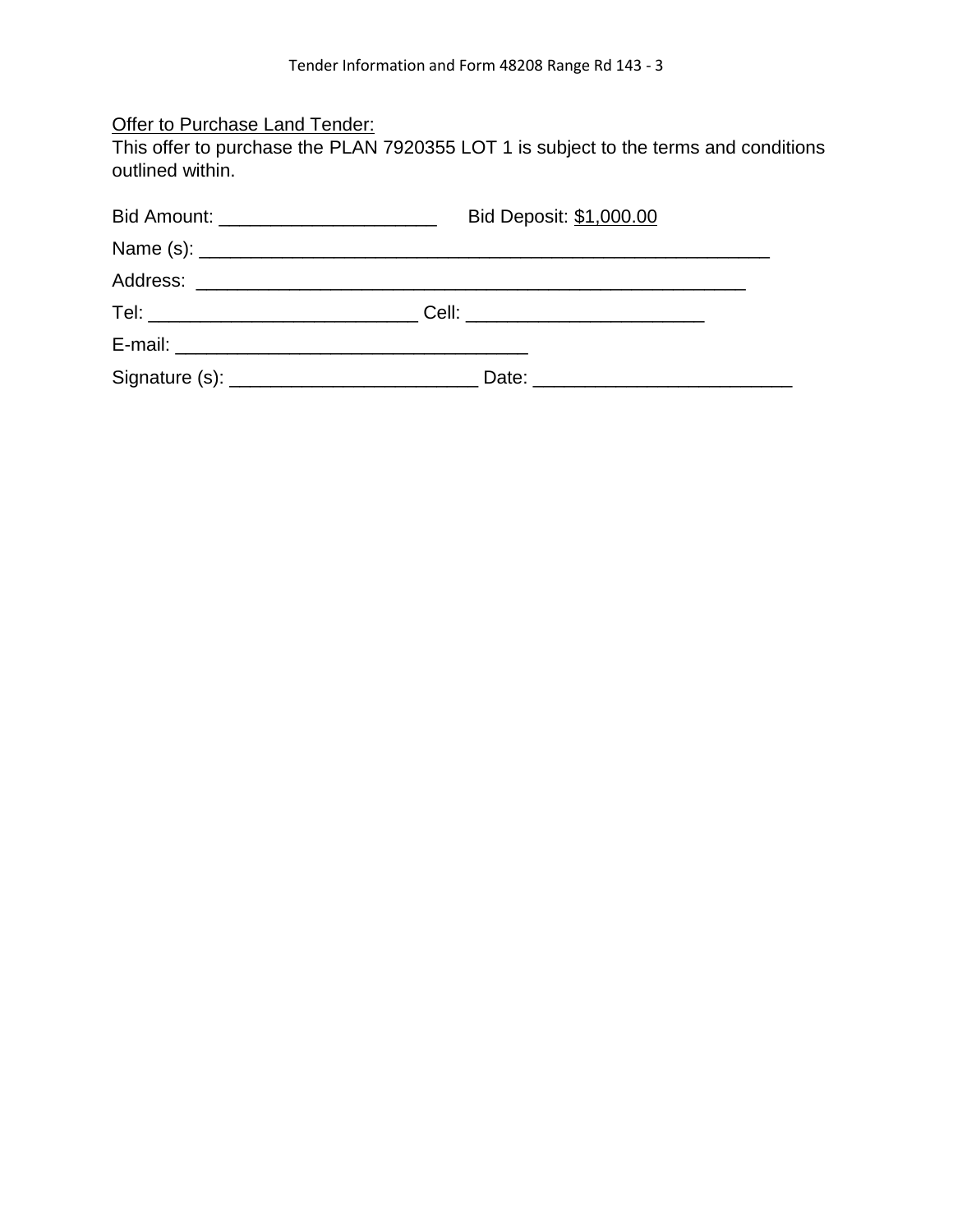Offer to Purchase Land Tender:

This offer to purchase the PLAN 7920355 LOT 1 is subject to the terms and conditions outlined within.

Bid Amount: _____________________ Bid Deposit: $1,000.00

Name (s): _______________________________________________________

Address: _______________________________________________________

Tel: __________________________ Cell: _______________________

E-mail: __________________________________

Signature (s): ________________________ Date: _________________________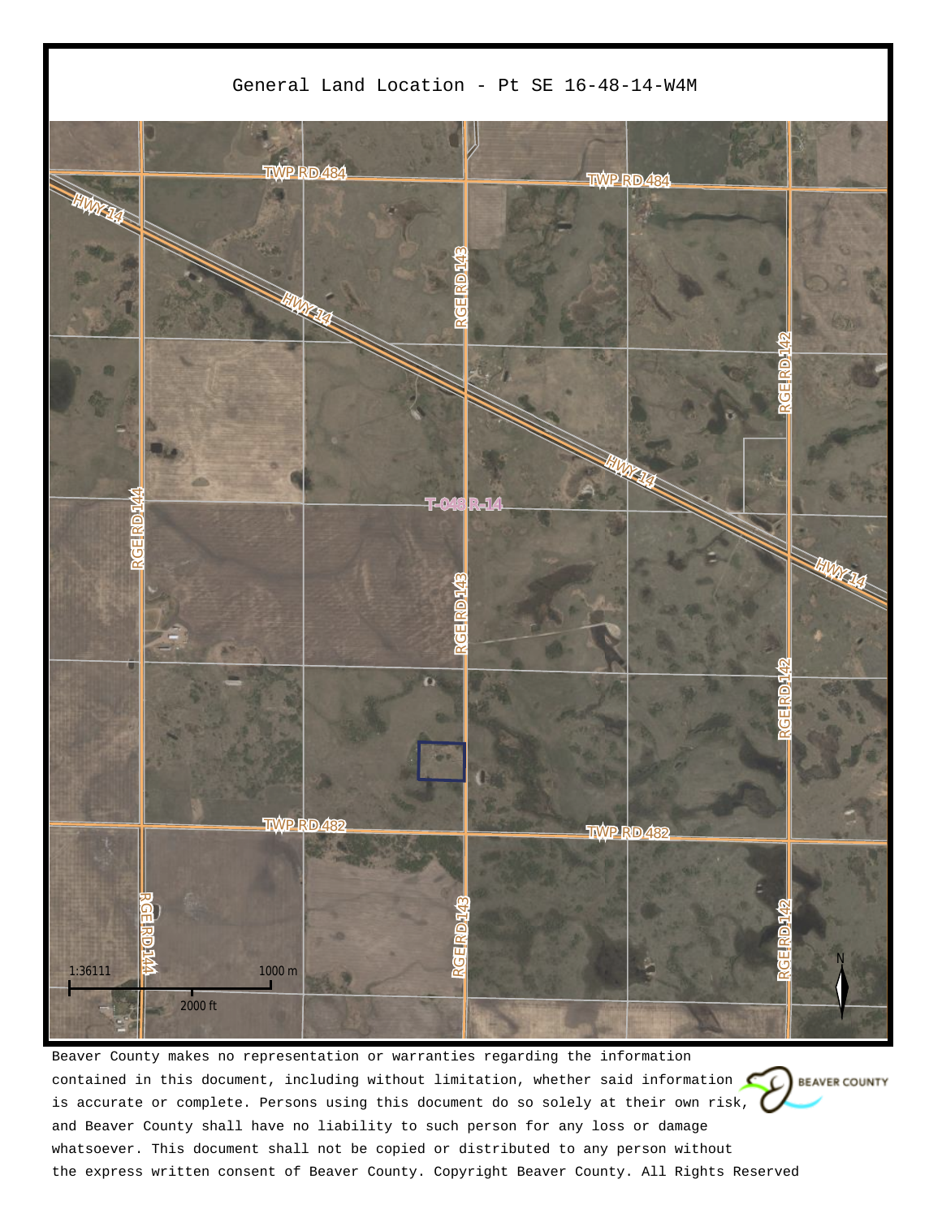# General Land Location - Pt SE 16-48-14-W4M

TWP RD 484

TWP RD 484

HWY 14

HWY 14

HWY 14

HWY 14

RGE RD 143

RGE RD 142

RGE RD 144

T-048 R-14

RGE RD 143

RGE RD 142

TWP RD 482

TWP RD 482

RGE RD 144

RGE RD 143

RGE RD 142

1:36111

1000 m

2000 ft

N

Beaver County makes no representation or warranties regarding the information contained in this document, including without limitation, whether said information is accurate or complete. Persons using this document do so solely at their own risk, and Beaver County shall have no liability to such person for any loss or damage whatsoever. This document shall not be copied or distributed to any person without the express written consent of Beaver County. Copyright Beaver County. All Rights Reserved

BEAVER COUNTY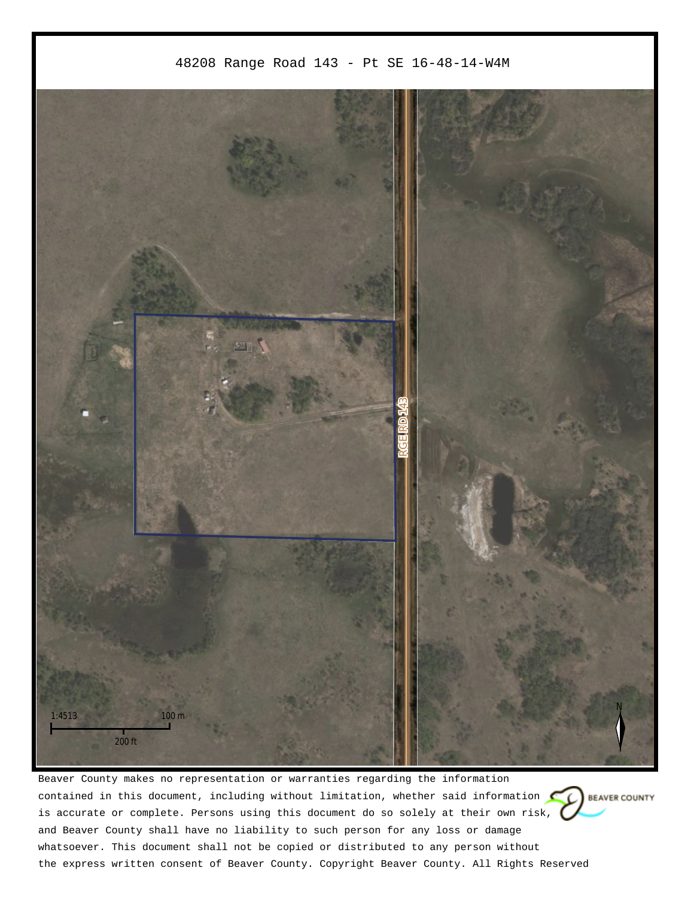# 48208 Range Road 143 - Pt SE 16-48-14-W4M

RGE RD 143

1:4513

100 m

200 ft

N

Beaver County makes no representation or warranties regarding the information contained in this document, including without limitation, whether said information is accurate or complete. Persons using this document do so solely at their own risk, and Beaver County shall have no liability to such person for any loss or damage whatsoever. This document shall not be copied or distributed to any person without the express written consent of Beaver County. Copyright Beaver County. All Rights Reserved

BEAVER COUNTY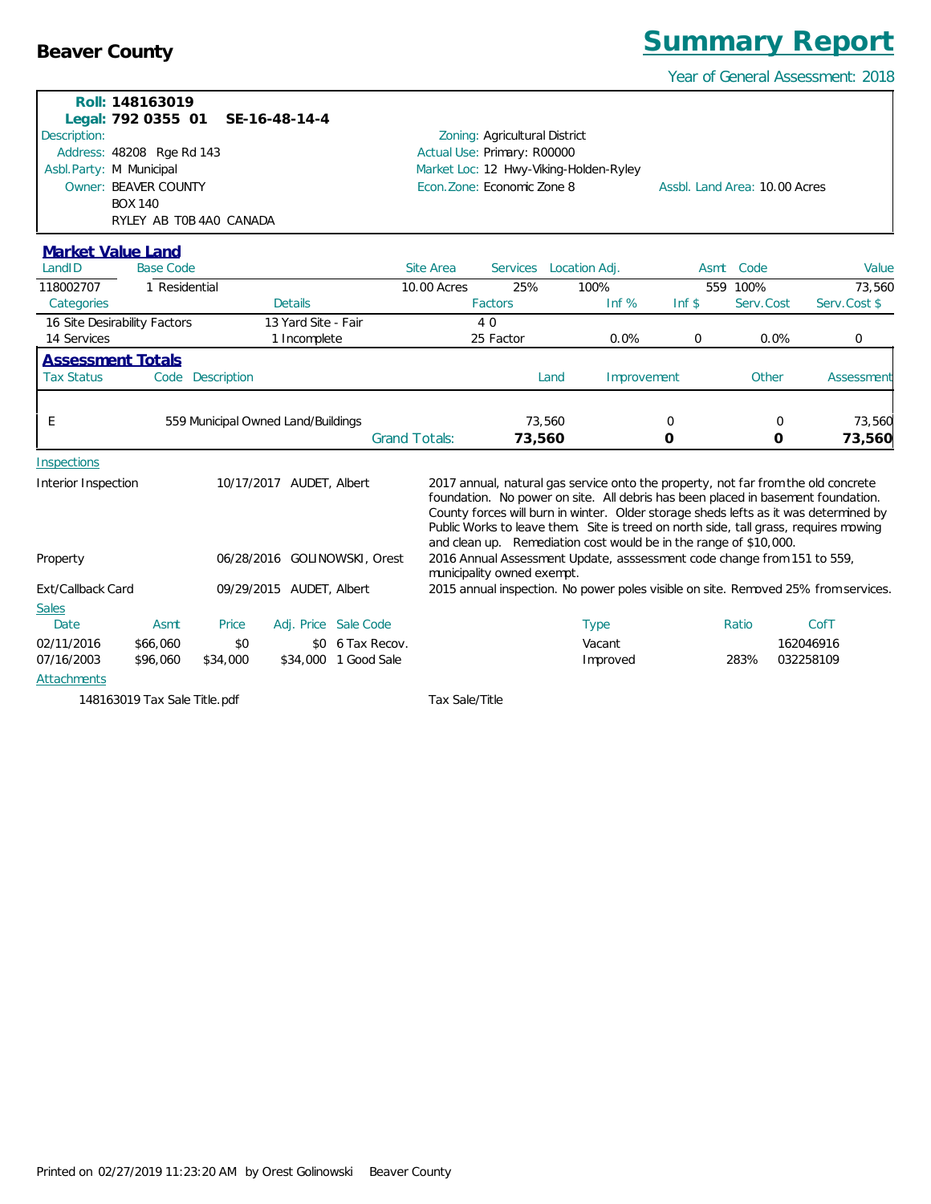**Beaver County**

# Summary Report

Year of General Assessment: 2018

**Roll:** **148163019**
**Legal:** **792 0355 01 SE-16-48-14-4**

Description:
Address: 48208 Rge Rd 143
Asbl.Party: M Municipal
Owner: BEAVER COUNTY
BOX 140
RYLEY AB T0B 4A0 CANADA

Zoning: Agricultural District
Actual Use: Primary: R00000
Market Loc: 12 Hwy-Viking-Holden-Ryley
Econ.Zone: Economic Zone 8
Assbl. Land Area: 10.00 Acres

## Market Value Land

| LandID | Base Code | Site Area | Services | Location Adj. | Asmt | Code | Value |
|---|---|---|---|---|---|---|---|
| 118002707 | 1 Residential | 10.00 Acres | 25% | 100% | 559 | 100% | 73,560 |

| Categories | Details | Factors | Inf % | Inf $ | Serv.Cost | Serv.Cost $ |
|---|---|---|---|---|---|---|
| 16 Site Desirability Factors | 13 Yard Site - Fair | 4 0 | | | | |
| 14 Services | 1 Incomplete | 25 Factor | 0.0% | 0 | 0.0% | 0 |

## Assessment Totals

| Tax Status | Code | Description | Land | Improvement | Other | Assessment |
|---|---|---|---|---|---|---|
| E | 559 | Municipal Owned Land/Buildings | 73,560 | 0 | 0 | 73,560 |
| | | Grand Totals: | **73,560** | **0** | **0** | **73,560** |

Inspections

| | | | |
|---|---|---|---|
| Interior Inspection | 10/17/2017 | AUDET, Albert | 2017 annual, natural gas service onto the property, not far from the old concrete foundation. No power on site. All debris has been placed in basement foundation. County forces will burn in winter. Older storage sheds lefts as it was determined by Public Works to leave them. Site is treed on north side, tall grass, requires mowing and clean up. Remediation cost would be in the range of $10,000. |
| Property | 06/28/2016 | GOLINOWSKI, Orest | 2016 Annual Assessment Update, asssessment code change from 151 to 559, municipality owned exempt. |
| Ext/Callback Card | 09/29/2015 | AUDET, Albert | 2015 annual inspection. No power poles visible on site. Removed 25% from services. |

Sales

| Date | Asmt | Price | Adj. Price | Sale Code | Type | Ratio | CofT |
|---|---|---|---|---|---|---|---|
| 02/11/2016 | $66,060 | $0 | $0 | 6 Tax Recov. | Vacant | | 162046916 |
| 07/16/2003 | $96,060 | $34,000 | $34,000 | 1 Good Sale | Improved | 283% | 032258109 |

Attachments

148163019 Tax Sale Title.pdf — Tax Sale/Title

Printed on 02/27/2019 11:23:20 AM by Orest Golinowski Beaver County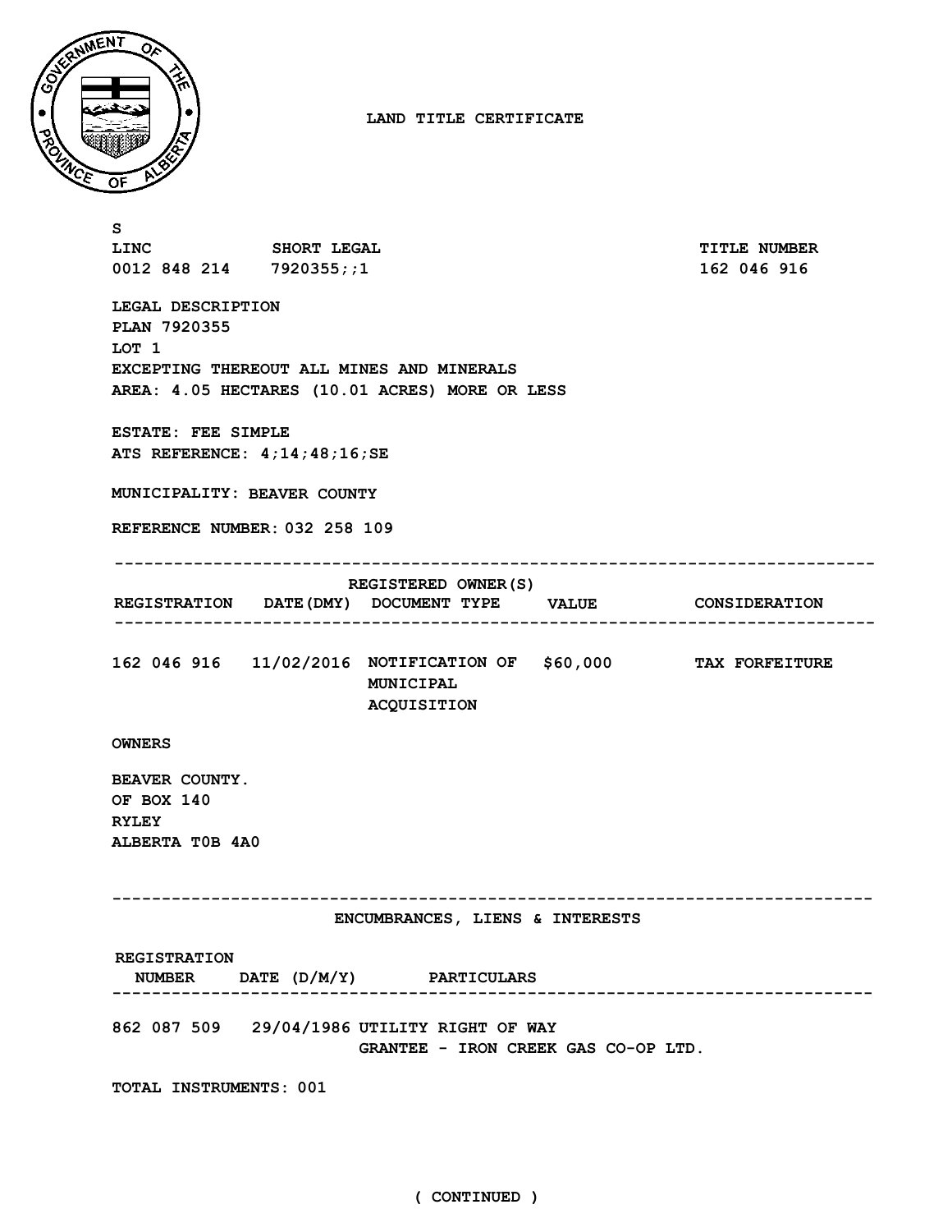# LAND TITLE CERTIFICATE

S

| LINC | SHORT LEGAL | TITLE NUMBER |
| --- | --- | --- |
| 0012 848 214 | 7920355;;1 | 162 046 916 |

LEGAL DESCRIPTION
PLAN 7920355
LOT 1
EXCEPTING THEREOUT ALL MINES AND MINERALS
AREA: 4.05 HECTARES (10.01 ACRES) MORE OR LESS

ESTATE: FEE SIMPLE
ATS REFERENCE: 4;14;48;16;SE

MUNICIPALITY: BEAVER COUNTY

REFERENCE NUMBER: 032 258 109

## REGISTERED OWNER(S)

| REGISTRATION | DATE(DMY) | DOCUMENT TYPE | VALUE | CONSIDERATION |
| --- | --- | --- | --- | --- |
| 162 046 916 | 11/02/2016 | NOTIFICATION OF MUNICIPAL ACQUISITION | $60,000 | TAX FORFEITURE |

OWNERS

BEAVER COUNTY.
OF BOX 140
RYLEY
ALBERTA T0B 4A0

## ENCUMBRANCES, LIENS & INTERESTS

| REGISTRATION NUMBER | DATE (D/M/Y) | PARTICULARS |
| --- | --- | --- |
| 862 087 509 | 29/04/1986 | UTILITY RIGHT OF WAY<br>GRANTEE - IRON CREEK GAS CO-OP LTD. |

TOTAL INSTRUMENTS: 001

( CONTINUED )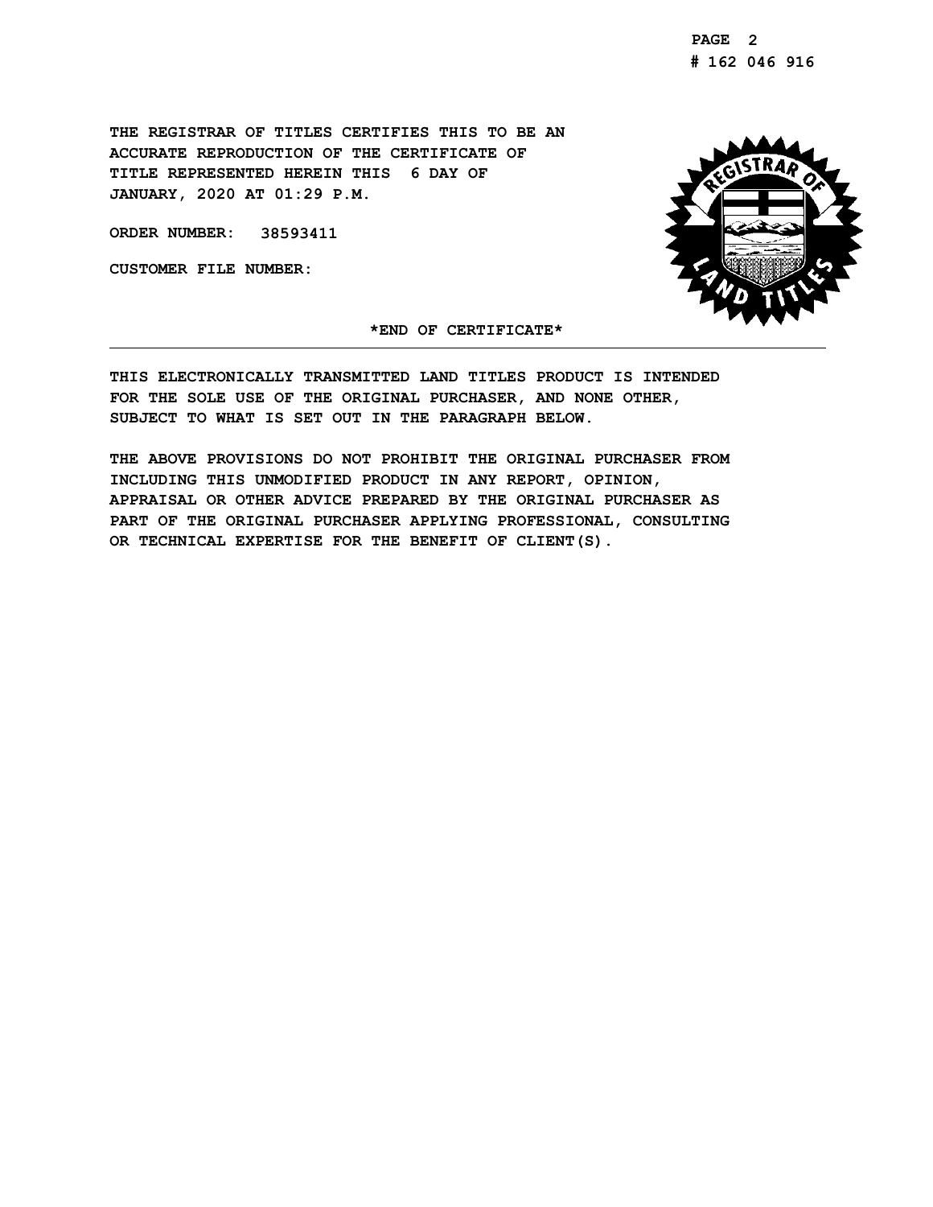THE REGISTRAR OF TITLES CERTIFIES THIS TO BE AN ACCURATE REPRODUCTION OF THE CERTIFICATE OF TITLE REPRESENTED HEREIN THIS 6 DAY OF JANUARY, 2020 AT 01:29 P.M.

ORDER NUMBER: 38593411

CUSTOMER FILE NUMBER:

*END OF CERTIFICATE*

---

THIS ELECTRONICALLY TRANSMITTED LAND TITLES PRODUCT IS INTENDED FOR THE SOLE USE OF THE ORIGINAL PURCHASER, AND NONE OTHER, SUBJECT TO WHAT IS SET OUT IN THE PARAGRAPH BELOW.

THE ABOVE PROVISIONS DO NOT PROHIBIT THE ORIGINAL PURCHASER FROM INCLUDING THIS UNMODIFIED PRODUCT IN ANY REPORT, OPINION, APPRAISAL OR OTHER ADVICE PREPARED BY THE ORIGINAL PURCHASER AS PART OF THE ORIGINAL PURCHASER APPLYING PROFESSIONAL, CONSULTING OR TECHNICAL EXPERTISE FOR THE BENEFIT OF CLIENT(S).